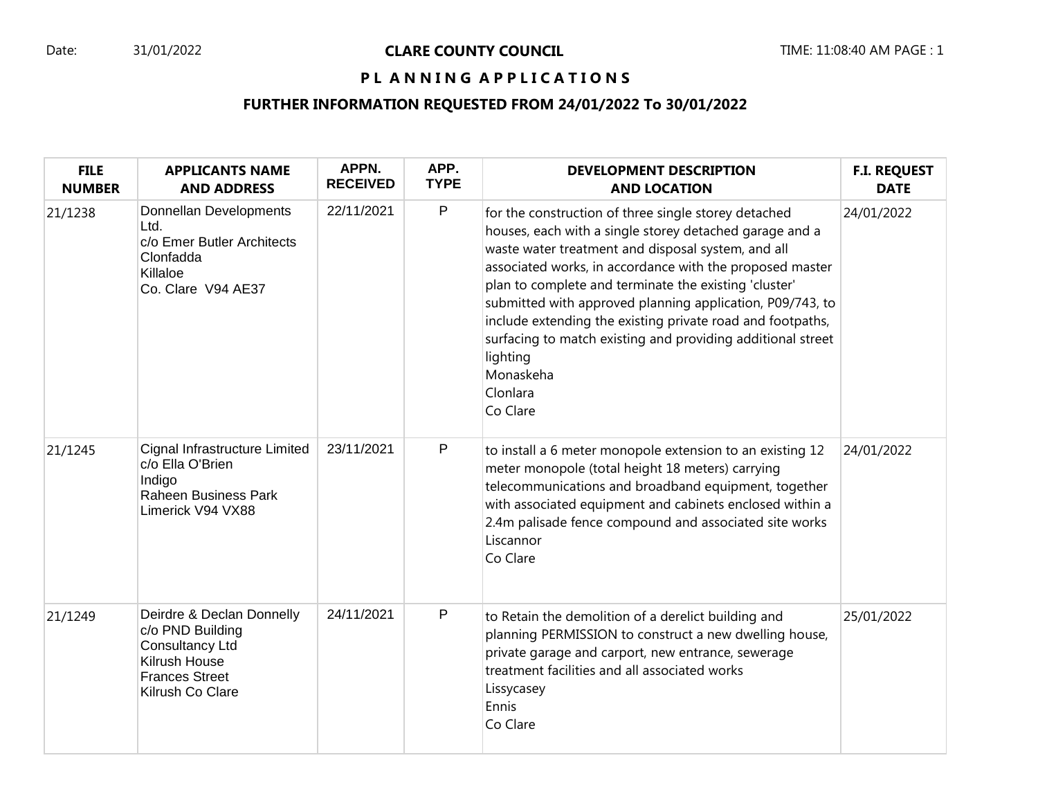Date: 31/01/2022

# CLARE COUNTY COUNCIL

## PLANNING APPLICATIONS

### FURTHER INFORMATION REQUESTED FROM 24/01/2022 To 30/01/2022

| FILE NUMBER | APPLICANTS NAME AND ADDRESS | APPN. RECEIVED | APP. TYPE | DEVELOPMENT DESCRIPTION AND LOCATION | F.I. REQUEST DATE |
|---|---|---|---|---|---|
| 21/1238 | Donnellan Developments Ltd.<br>c/o Emer Butler Architects<br>Clonfadda<br>Killaloe<br>Co. Clare V94 AE37 | 22/11/2021 | P | for the construction of three single storey detached houses, each with a single storey detached garage and a waste water treatment and disposal system, and all associated works, in accordance with the proposed master plan to complete and terminate the existing 'cluster' submitted with approved planning application, P09/743, to include extending the existing private road and footpaths, surfacing to match existing and providing additional street lighting<br>Monaskeha<br>Clonlara<br>Co Clare | 24/01/2022 |
| 21/1245 | Cignal Infrastructure Limited<br>c/o Ella O'Brien<br>Indigo<br>Raheen Business Park<br>Limerick V94 VX88 | 23/11/2021 | P | to install a 6 meter monopole extension to an existing 12 meter monopole (total height 18 meters) carrying telecommunications and broadband equipment, together with associated equipment and cabinets enclosed within a 2.4m palisade fence compound and associated site works<br>Liscannor<br>Co Clare | 24/01/2022 |
| 21/1249 | Deirdre & Declan Donnelly<br>c/o PND Building Consultancy Ltd<br>Kilrush House<br>Frances Street<br>Kilrush Co Clare | 24/11/2021 | P | to Retain the demolition of a derelict building and planning PERMISSION to construct a new dwelling house, private garage and carport, new entrance, sewerage treatment facilities and all associated works<br>Lissycasey<br>Ennis<br>Co Clare | 25/01/2022 |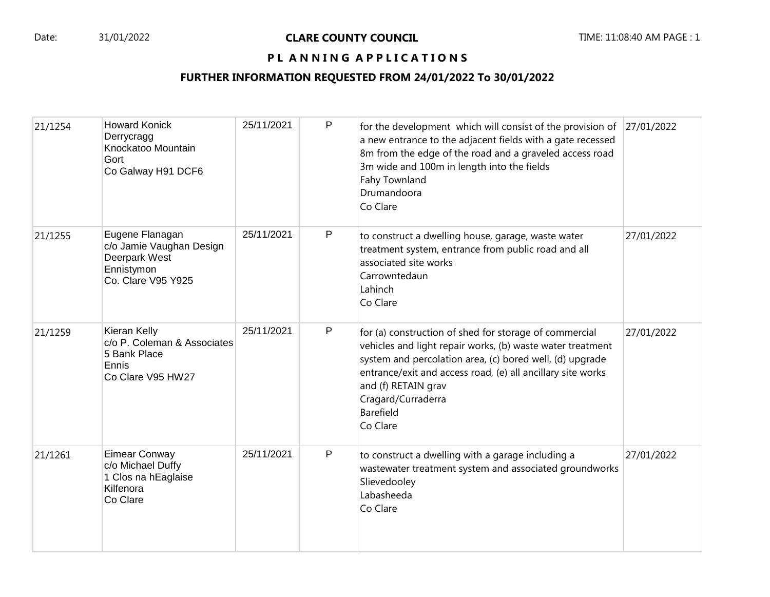# CLARE COUNTY COUNCIL

## PLANNING APPLICATIONS

### FURTHER INFORMATION REQUESTED FROM 24/01/2022 To 30/01/2022

Date: 31/01/2022

| | | | | | |
|---|---|---|---|---|---|
| 21/1254 | Howard Konick<br>Derrycragg<br>Knockatoo Mountain<br>Gort<br>Co Galway H91 DCF6 | 25/11/2021 | P | for the development which will consist of the provision of a new entrance to the adjacent fields with a gate recessed 8m from the edge of the road and a graveled access road 3m wide and 100m in length into the fields<br>Fahy Townland<br>Drumandoora<br>Co Clare | 27/01/2022 |
| 21/1255 | Eugene Flanagan<br>c/o Jamie Vaughan Design<br>Deerpark West<br>Ennistymon<br>Co. Clare V95 Y925 | 25/11/2021 | P | to construct a dwelling house, garage, waste water treatment system, entrance from public road and all associated site works<br>Carrowntedaun<br>Lahinch<br>Co Clare | 27/01/2022 |
| 21/1259 | Kieran Kelly<br>c/o P. Coleman & Associates<br>5 Bank Place<br>Ennis<br>Co Clare V95 HW27 | 25/11/2021 | P | for (a) construction of shed for storage of commercial vehicles and light repair works, (b) waste water treatment system and percolation area, (c) bored well, (d) upgrade entrance/exit and access road, (e) all ancillary site works and (f) RETAIN grav<br>Cragard/Curraderra<br>Barefield<br>Co Clare | 27/01/2022 |
| 21/1261 | Eimear Conway<br>c/o Michael Duffy<br>1 Clos na hEaglaise<br>Kilfenora<br>Co Clare | 25/11/2021 | P | to construct a dwelling with a garage including a wastewater treatment system and associated groundworks<br>Slievedooley<br>Labasheeda<br>Co Clare | 27/01/2022 |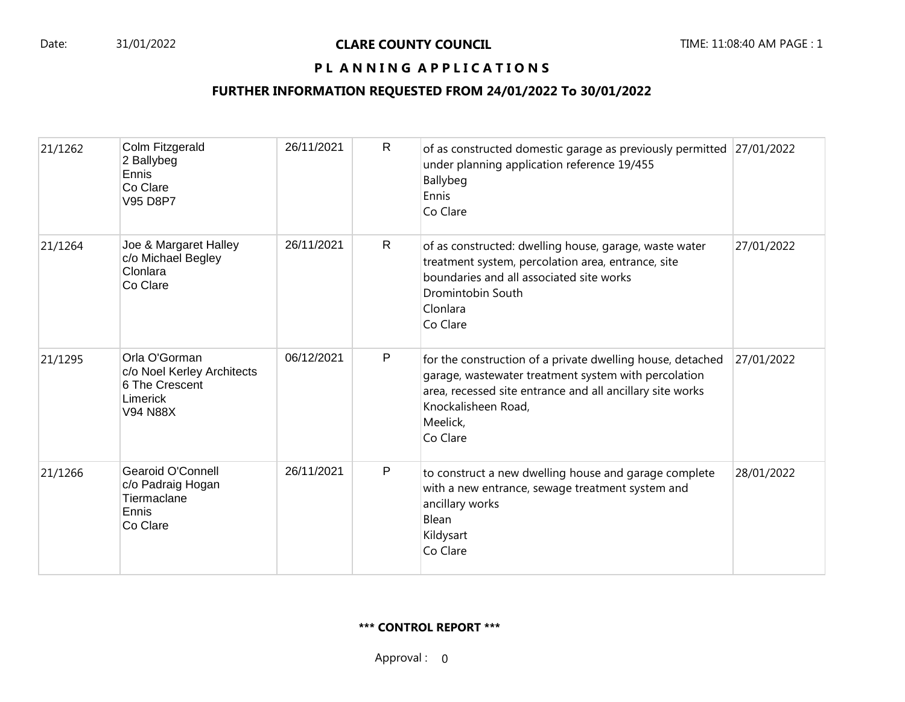Date: 31/01/2022

# CLARE COUNTY COUNCIL

## PLANNING APPLICATIONS

### FURTHER INFORMATION REQUESTED FROM 24/01/2022 To 30/01/2022

| | | | | | |
|---|---|---|---|---|---|
| 21/1262 | Colm Fitzgerald<br>2 Ballybeg<br>Ennis<br>Co Clare<br>V95 D8P7 | 26/11/2021 | R | of as constructed domestic garage as previously permitted under planning application reference 19/455<br>Ballybeg<br>Ennis<br>Co Clare | 27/01/2022 |
| 21/1264 | Joe & Margaret Halley<br>c/o Michael Begley<br>Clonlara<br>Co Clare | 26/11/2021 | R | of as constructed: dwelling house, garage, waste water treatment system, percolation area, entrance, site boundaries and all associated site works<br>Dromintobin South<br>Clonlara<br>Co Clare | 27/01/2022 |
| 21/1295 | Orla O'Gorman<br>c/o Noel Kerley Architects<br>6 The Crescent<br>Limerick<br>V94 N88X | 06/12/2021 | P | for the construction of a private dwelling house, detached garage, wastewater treatment system with percolation area, recessed site entrance and all ancillary site works<br>Knockalisheen Road,<br>Meelick,<br>Co Clare | 27/01/2022 |
| 21/1266 | Gearoid O'Connell<br>c/o Padraig Hogan<br>Tiermaclane<br>Ennis<br>Co Clare | 26/11/2021 | P | to construct a new dwelling house and garage complete with a new entrance, sewage treatment system and ancillary works<br>Blean<br>Kildysart<br>Co Clare | 28/01/2022 |

**\*\*\* CONTROL REPORT \*\*\***

Approval : 0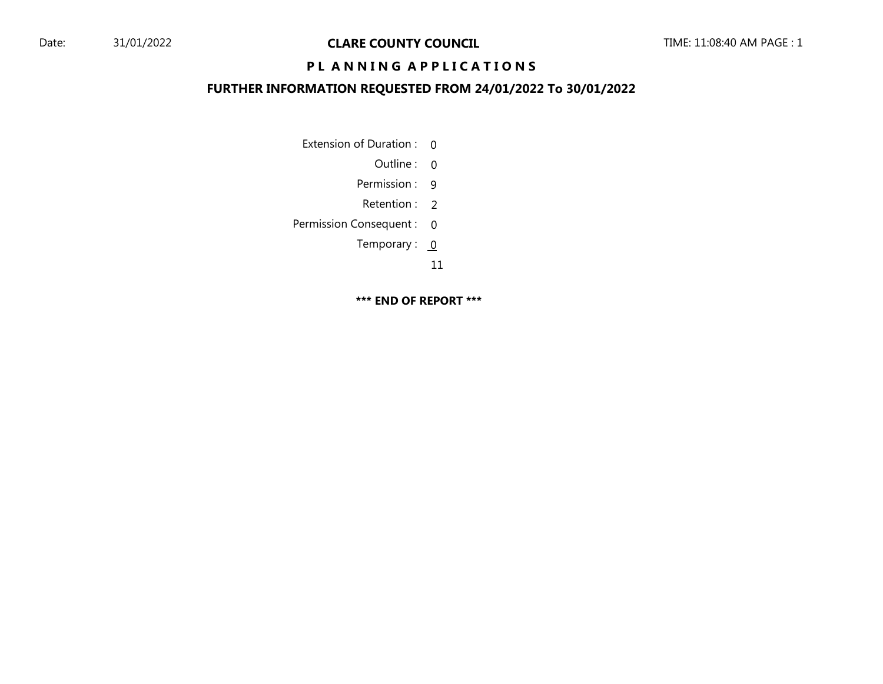Date: 31/01/2022

# CLARE COUNTY COUNCIL

## P L A N N I N G A P P L I C A T I O N S

### FURTHER INFORMATION REQUESTED FROM 24/01/2022 To 30/01/2022

| | |
|---|---|
| Extension of Duration : | 0 |
| Outline : | 0 |
| Permission : | 9 |
| Retention : | 2 |
| Permission Consequent : | 0 |
| Temporary : | 0 |
| | 11 |

**\*\*\* END OF REPORT \*\*\***